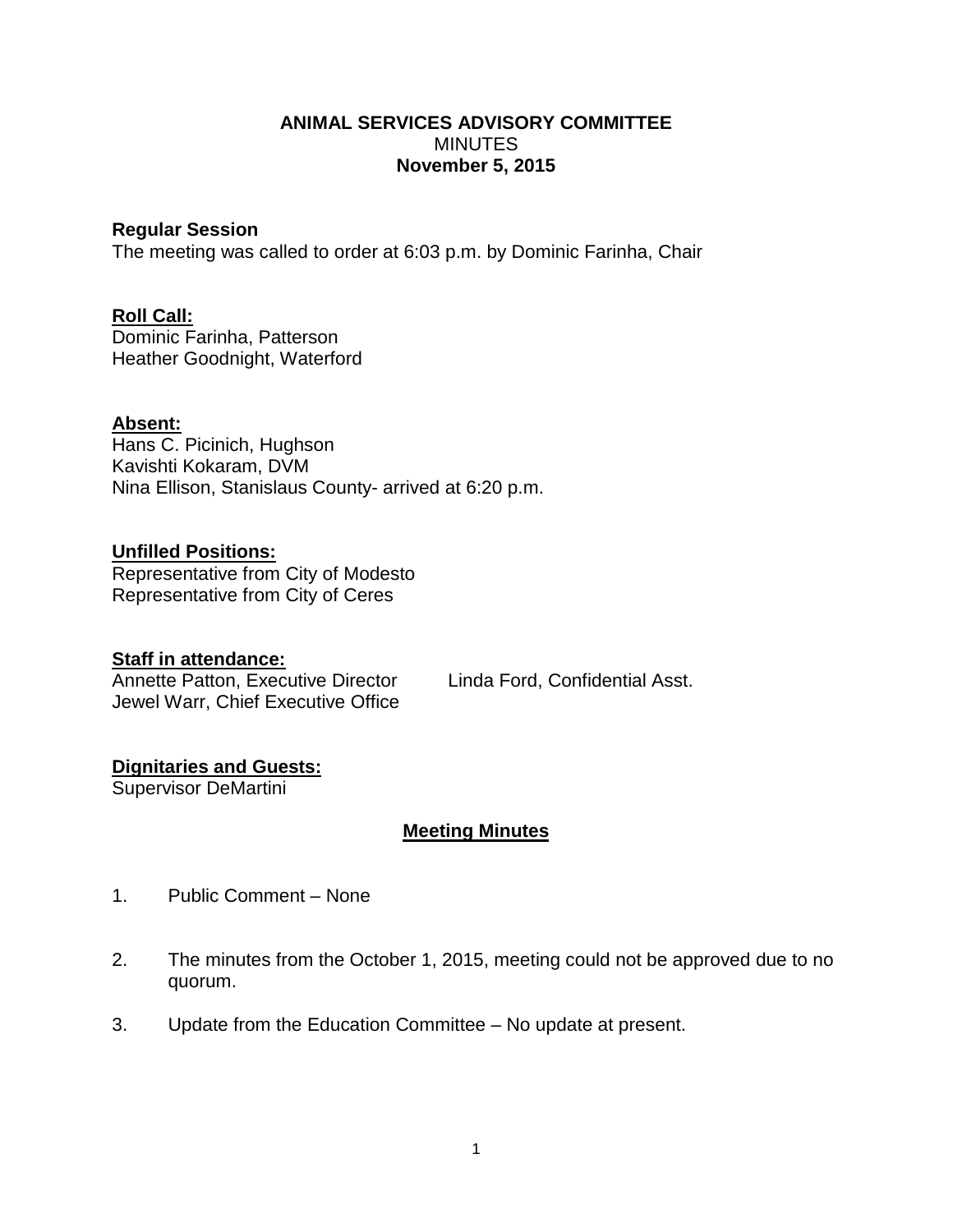**ANIMAL SERVICES ADVISORY COMMITTEE**
MINUTES
**November 5, 2015**

**Regular Session**
The meeting was called to order at 6:03 p.m. by Dominic Farinha, Chair

**Roll Call:**
Dominic Farinha, Patterson
Heather Goodnight, Waterford

**Absent:**
Hans C. Picinich, Hughson
Kavishti Kokaram, DVM
Nina Ellison, Stanislaus County- arrived at 6:20 p.m.

**Unfilled Positions:**
Representative from City of Modesto
Representative from City of Ceres

**Staff in attendance:**
Annette Patton, Executive Director
Linda Ford, Confidential Asst.
Jewel Warr, Chief Executive Office

**Dignitaries and Guests:**
Supervisor DeMartini

## Meeting Minutes

1. Public Comment – None

2. The minutes from the October 1, 2015, meeting could not be approved due to no quorum.

3. Update from the Education Committee – No update at present.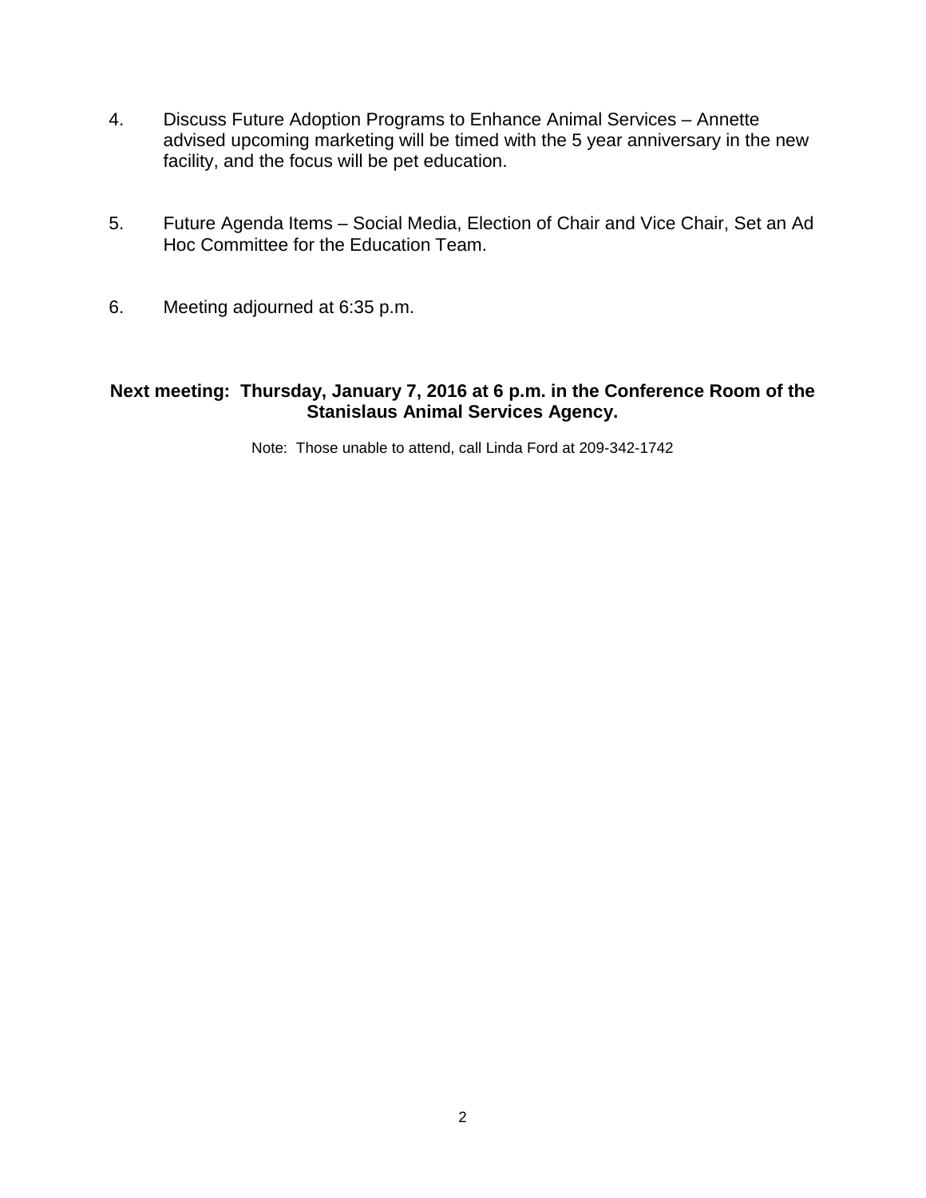4. Discuss Future Adoption Programs to Enhance Animal Services – Annette advised upcoming marketing will be timed with the 5 year anniversary in the new facility, and the focus will be pet education.

5. Future Agenda Items – Social Media, Election of Chair and Vice Chair, Set an Ad Hoc Committee for the Education Team.

6. Meeting adjourned at 6:35 p.m.

**Next meeting: Thursday, January 7, 2016 at 6 p.m. in the Conference Room of the Stanislaus Animal Services Agency.**

Note: Those unable to attend, call Linda Ford at 209-342-1742